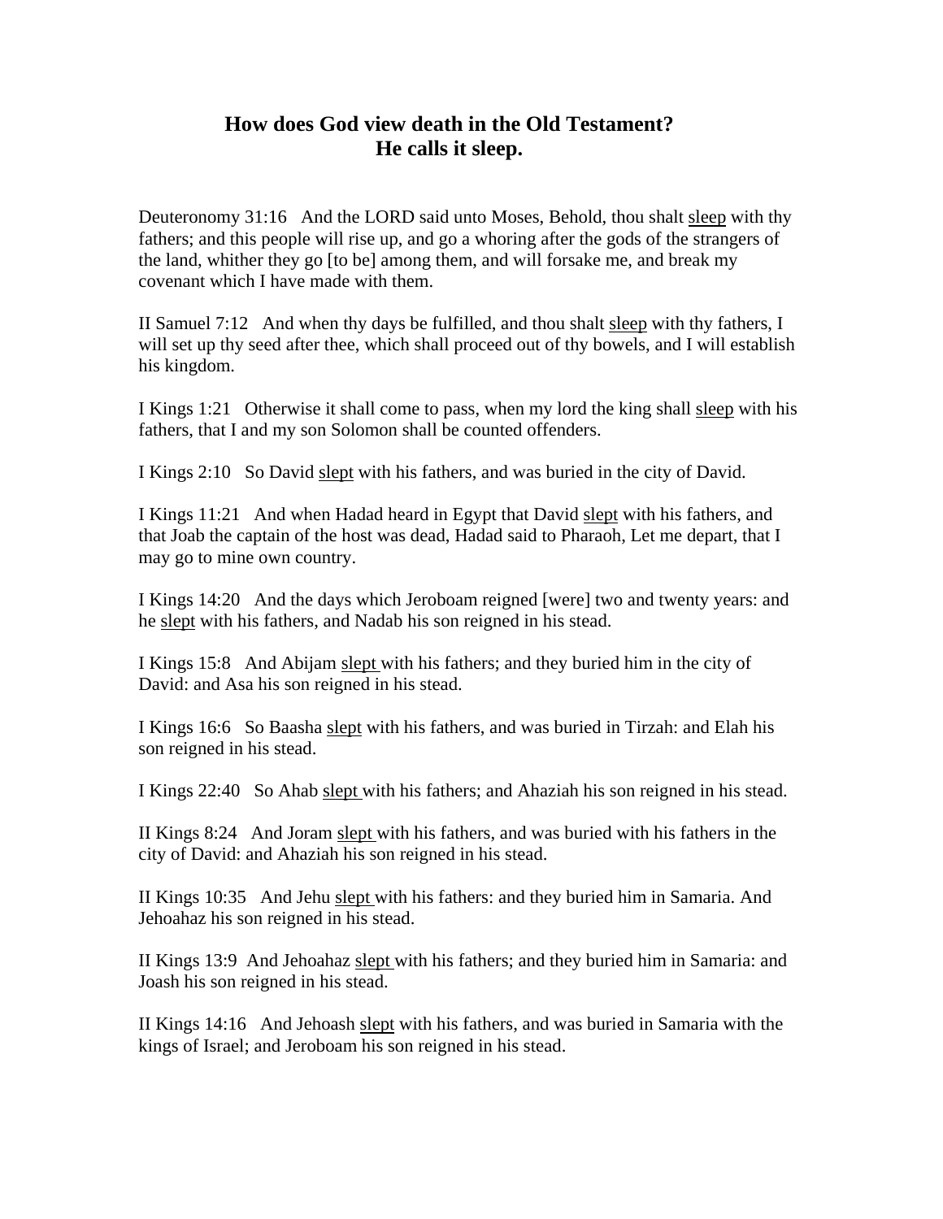## How does God view death in the Old Testament?
## He calls it sleep.

Deuteronomy 31:16   And the LORD said unto Moses, Behold, thou shalt <u>sleep</u> with thy fathers; and this people will rise up, and go a whoring after the gods of the strangers of the land, whither they go [to be] among them, and will forsake me, and break my covenant which I have made with them.

II Samuel 7:12   And when thy days be fulfilled, and thou shalt <u>sleep</u> with thy fathers, I will set up thy seed after thee, which shall proceed out of thy bowels, and I will establish his kingdom.

I Kings 1:21   Otherwise it shall come to pass, when my lord the king shall <u>sleep</u> with his fathers, that I and my son Solomon shall be counted offenders.

I Kings 2:10   So David <u>slept</u> with his fathers, and was buried in the city of David.

I Kings 11:21   And when Hadad heard in Egypt that David <u>slept</u> with his fathers, and that Joab the captain of the host was dead, Hadad said to Pharaoh, Let me depart, that I may go to mine own country.

I Kings 14:20   And the days which Jeroboam reigned [were] two and twenty years: and he <u>slept</u> with his fathers, and Nadab his son reigned in his stead.

I Kings 15:8   And Abijam <u>slept</u> with his fathers; and they buried him in the city of David: and Asa his son reigned in his stead.

I Kings 16:6   So Baasha <u>slept</u> with his fathers, and was buried in Tirzah: and Elah his son reigned in his stead.

I Kings 22:40   So Ahab <u>slept</u> with his fathers; and Ahaziah his son reigned in his stead.

II Kings 8:24   And Joram <u>slept</u> with his fathers, and was buried with his fathers in the city of David: and Ahaziah his son reigned in his stead.

II Kings 10:35   And Jehu <u>slept</u> with his fathers: and they buried him in Samaria. And Jehoahaz his son reigned in his stead.

II Kings 13:9  And Jehoahaz <u>slept</u> with his fathers; and they buried him in Samaria: and Joash his son reigned in his stead.

II Kings 14:16   And Jehoash <u>slept</u> with his fathers, and was buried in Samaria with the kings of Israel; and Jeroboam his son reigned in his stead.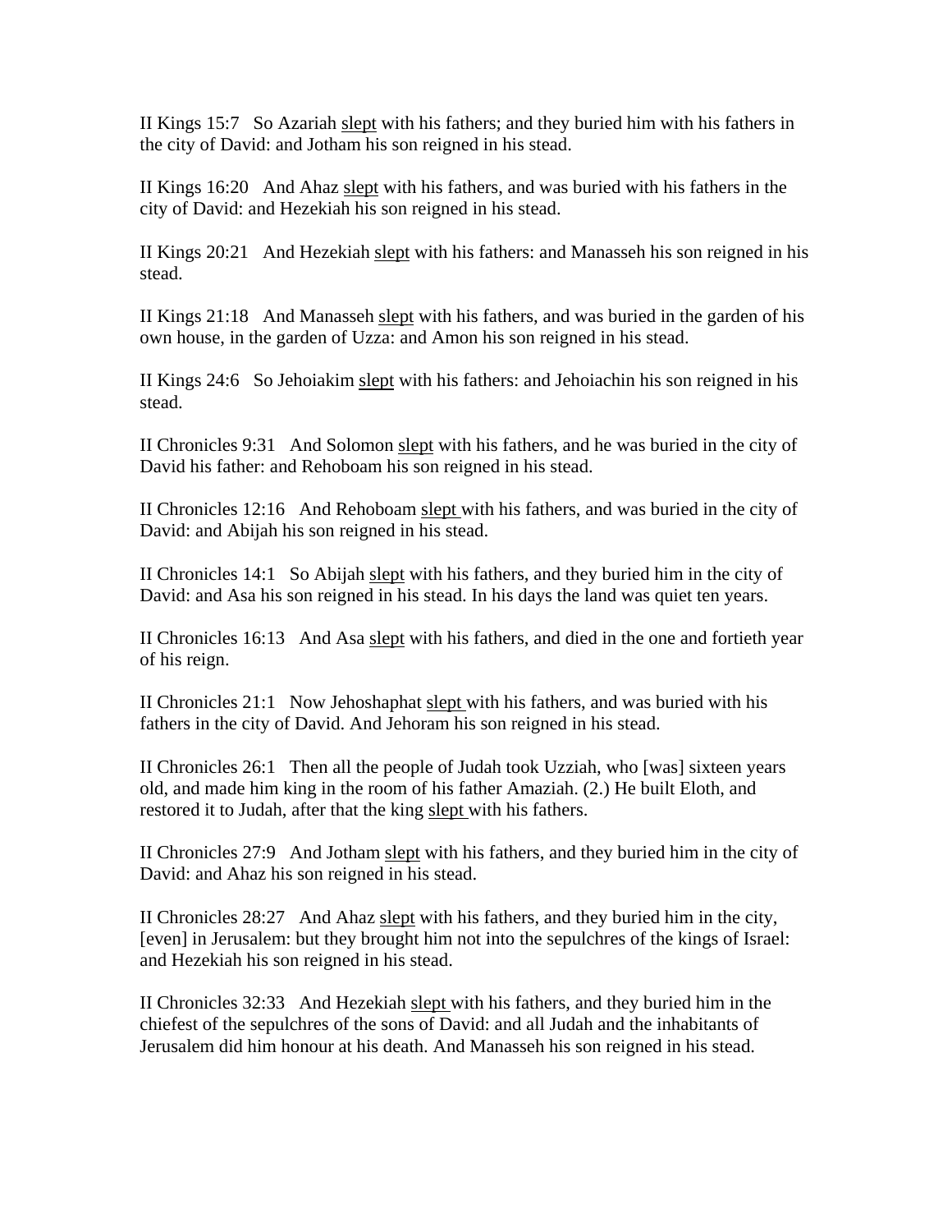II Kings 15:7   So Azariah <u>slept</u> with his fathers; and they buried him with his fathers in the city of David: and Jotham his son reigned in his stead.

II Kings 16:20   And Ahaz <u>slept</u> with his fathers, and was buried with his fathers in the city of David: and Hezekiah his son reigned in his stead.

II Kings 20:21   And Hezekiah <u>slept</u> with his fathers: and Manasseh his son reigned in his stead.

II Kings 21:18   And Manasseh <u>slept</u> with his fathers, and was buried in the garden of his own house, in the garden of Uzza: and Amon his son reigned in his stead.

II Kings 24:6   So Jehoiakim <u>slept</u> with his fathers: and Jehoiachin his son reigned in his stead.

II Chronicles 9:31   And Solomon <u>slept</u> with his fathers, and he was buried in the city of David his father: and Rehoboam his son reigned in his stead.

II Chronicles 12:16   And Rehoboam <u>slept</u> with his fathers, and was buried in the city of David: and Abijah his son reigned in his stead.

II Chronicles 14:1   So Abijah <u>slept</u> with his fathers, and they buried him in the city of David: and Asa his son reigned in his stead. In his days the land was quiet ten years.

II Chronicles 16:13   And Asa <u>slept</u> with his fathers, and died in the one and fortieth year of his reign.

II Chronicles 21:1   Now Jehoshaphat <u>slept</u> with his fathers, and was buried with his fathers in the city of David. And Jehoram his son reigned in his stead.

II Chronicles 26:1   Then all the people of Judah took Uzziah, who [was] sixteen years old, and made him king in the room of his father Amaziah. (2.) He built Eloth, and restored it to Judah, after that the king <u>slept</u> with his fathers.

II Chronicles 27:9   And Jotham <u>slept</u> with his fathers, and they buried him in the city of David: and Ahaz his son reigned in his stead.

II Chronicles 28:27   And Ahaz <u>slept</u> with his fathers, and they buried him in the city, [even] in Jerusalem: but they brought him not into the sepulchres of the kings of Israel: and Hezekiah his son reigned in his stead.

II Chronicles 32:33   And Hezekiah <u>slept</u> with his fathers, and they buried him in the chiefest of the sepulchres of the sons of David: and all Judah and the inhabitants of Jerusalem did him honour at his death. And Manasseh his son reigned in his stead.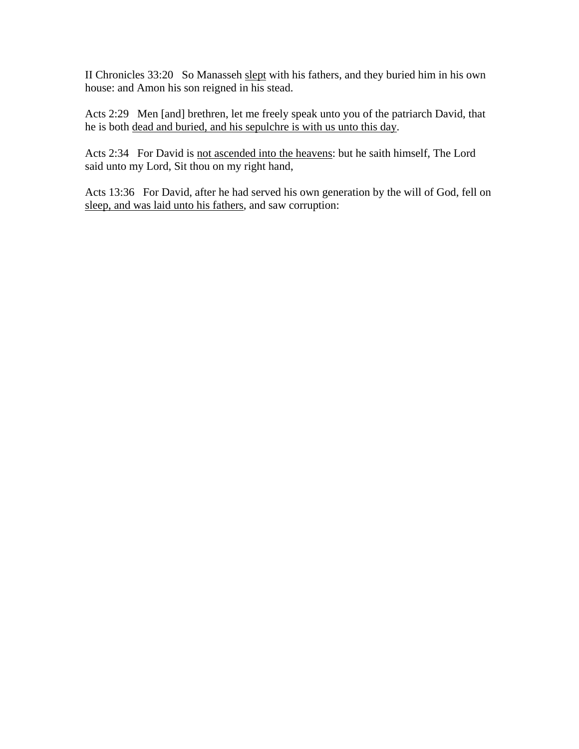II Chronicles 33:20   So Manasseh <u>slept</u> with his fathers, and they buried him in his own house: and Amon his son reigned in his stead.

Acts 2:29   Men [and] brethren, let me freely speak unto you of the patriarch David, that he is both <u>dead and buried, and his sepulchre is with us unto this day</u>.

Acts 2:34   For David is <u>not ascended into the heavens</u>: but he saith himself, The Lord said unto my Lord, Sit thou on my right hand,

Acts 13:36   For David, after he had served his own generation by the will of God, fell on <u>sleep, and was laid unto his fathers</u>, and saw corruption: